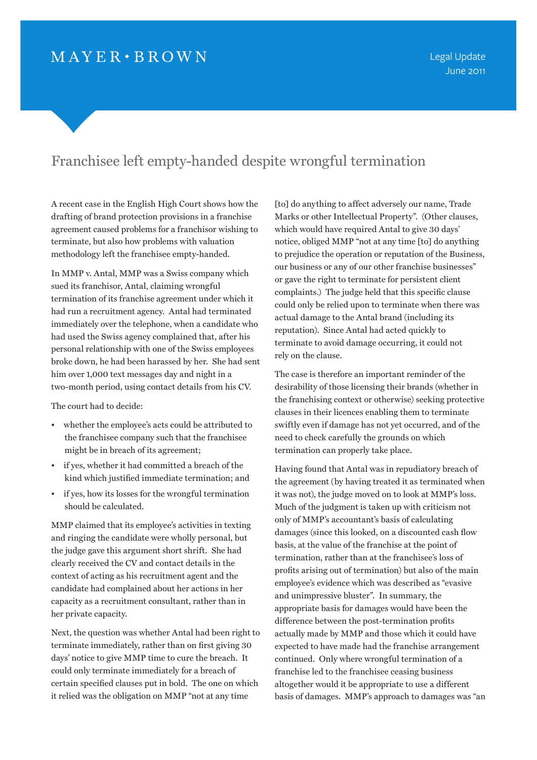MAYER • BROWN

Legal Update
June 2011

# Franchisee left empty-handed despite wrongful termination

A recent case in the English High Court shows how the drafting of brand protection provisions in a franchise agreement caused problems for a franchisor wishing to terminate, but also how problems with valuation methodology left the franchisee empty-handed.

In MMP v. Antal, MMP was a Swiss company which sued its franchisor, Antal, claiming wrongful termination of its franchise agreement under which it had run a recruitment agency. Antal had terminated immediately over the telephone, when a candidate who had used the Swiss agency complained that, after his personal relationship with one of the Swiss employees broke down, he had been harassed by her. She had sent him over 1,000 text messages day and night in a two-month period, using contact details from his CV.

The court had to decide:

- whether the employee's acts could be attributed to the franchisee company such that the franchisee might be in breach of its agreement;
- if yes, whether it had committed a breach of the kind which justified immediate termination; and
- if yes, how its losses for the wrongful termination should be calculated.

MMP claimed that its employee's activities in texting and ringing the candidate were wholly personal, but the judge gave this argument short shrift. She had clearly received the CV and contact details in the context of acting as his recruitment agent and the candidate had complained about her actions in her capacity as a recruitment consultant, rather than in her private capacity.

Next, the question was whether Antal had been right to terminate immediately, rather than on first giving 30 days' notice to give MMP time to cure the breach. It could only terminate immediately for a breach of certain specified clauses put in bold. The one on which it relied was the obligation on MMP "not at any time [to] do anything to affect adversely our name, Trade Marks or other Intellectual Property". (Other clauses, which would have required Antal to give 30 days' notice, obliged MMP "not at any time [to] do anything to prejudice the operation or reputation of the Business, our business or any of our other franchise businesses" or gave the right to terminate for persistent client complaints.) The judge held that this specific clause could only be relied upon to terminate when there was actual damage to the Antal brand (including its reputation). Since Antal had acted quickly to terminate to avoid damage occurring, it could not rely on the clause.

The case is therefore an important reminder of the desirability of those licensing their brands (whether in the franchising context or otherwise) seeking protective clauses in their licences enabling them to terminate swiftly even if damage has not yet occurred, and of the need to check carefully the grounds on which termination can properly take place.

Having found that Antal was in repudiatory breach of the agreement (by having treated it as terminated when it was not), the judge moved on to look at MMP's loss. Much of the judgment is taken up with criticism not only of MMP's accountant's basis of calculating damages (since this looked, on a discounted cash flow basis, at the value of the franchise at the point of termination, rather than at the franchisee's loss of profits arising out of termination) but also of the main employee's evidence which was described as "evasive and unimpressive bluster". In summary, the appropriate basis for damages would have been the difference between the post-termination profits actually made by MMP and those which it could have expected to have made had the franchise arrangement continued. Only where wrongful termination of a franchise led to the franchisee ceasing business altogether would it be appropriate to use a different basis of damages. MMP's approach to damages was "an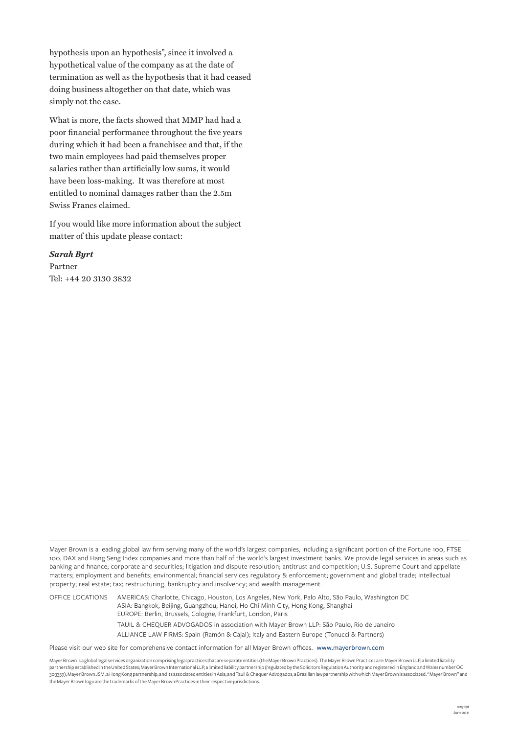hypothesis upon an hypothesis", since it involved a hypothetical value of the company as at the date of termination as well as the hypothesis that it had ceased doing business altogether on that date, which was simply not the case.

What is more, the facts showed that MMP had had a poor financial performance throughout the five years during which it had been a franchisee and that, if the two main employees had paid themselves proper salaries rather than artificially low sums, it would have been loss-making. It was therefore at most entitled to nominal damages rather than the 2.5m Swiss Francs claimed.

If you would like more information about the subject matter of this update please contact:

***Sarah Byrt***
Partner
Tel: +44 20 3130 3832

---

Mayer Brown is a leading global law firm serving many of the world's largest companies, including a significant portion of the Fortune 100, FTSE 100, DAX and Hang Seng Index companies and more than half of the world's largest investment banks. We provide legal services in areas such as banking and finance; corporate and securities; litigation and dispute resolution; antitrust and competition; U.S. Supreme Court and appellate matters; employment and benefits; environmental; financial services regulatory & enforcement; government and global trade; intellectual property; real estate; tax; restructuring, bankruptcy and insolvency; and wealth management.

OFFICE LOCATIONS AMERICAS: Charlotte, Chicago, Houston, Los Angeles, New York, Palo Alto, São Paulo, Washington DC
ASIA: Bangkok, Beijing, Guangzhou, Hanoi, Ho Chi Minh City, Hong Kong, Shanghai
EUROPE: Berlin, Brussels, Cologne, Frankfurt, London, Paris
TAUIL & CHEQUER ADVOGADOS in association with Mayer Brown LLP: São Paulo, Rio de Janeiro
ALLIANCE LAW FIRMS: Spain (Ramón & Cajal); Italy and Eastern Europe (Tonucci & Partners)

Please visit our web site for comprehensive contact information for all Mayer Brown offices. www.mayerbrown.com

Mayer Brown is a global legal services organization comprising legal practices that are separate entities (the Mayer Brown Practices). The Mayer Brown Practices are: Mayer Brown LLP, a limited liability partnership established in the United States; Mayer Brown International LLP, a limited liability partnership (regulated by the Solicitors Regulation Authority and registered in England and Wales number OC 303359); Mayer Brown JSM, a Hong Kong partnership, and its associated entities in Asia; and Tauil & Chequer Advogados, a Brazilian law partnership with which Mayer Brown is associated. "Mayer Brown" and the Mayer Brown logo are the trademarks of the Mayer Brown Practices in their respective jurisdictions.

0291ipt
June 2011